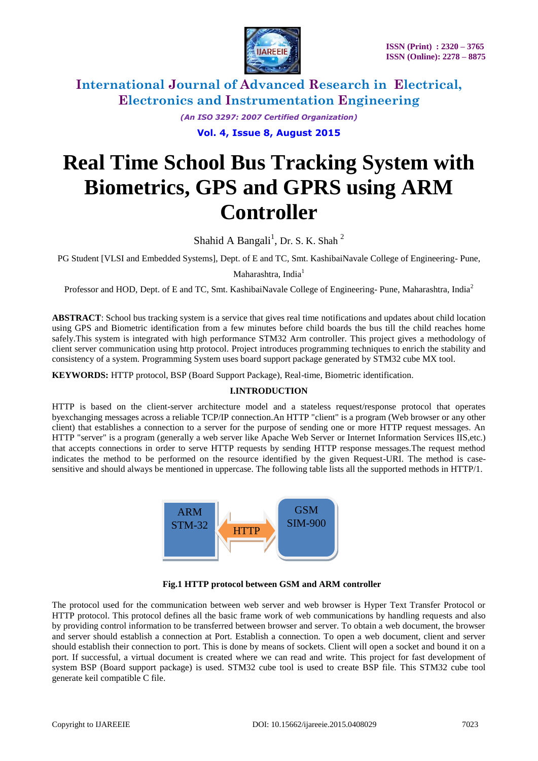# Real Time School Bus Tracking System with Biometrics, GPS and GPRS using ARM Controller

Shahid A Bangali[1], Dr. S. K. Shah [2]

PG Student [VLSI and Embedded Systems], Dept. of E and TC, Smt. KashibaiNavale College of Engineering- Pune, Maharashtra, India[1]

Professor and HOD, Dept. of E and TC, Smt. KashibaiNavale College of Engineering- Pune, Maharashtra, India[2]

**ABSTRACT**: School bus tracking system is a service that gives real time notifications and updates about child location using GPS and Biometric identification from a few minutes before child boards the bus till the child reaches home safely.This system is integrated with high performance STM32 Arm controller. This project gives a methodology of client server communication using http protocol. Project introduces programming techniques to enrich the stability and consistency of a system. Programming System uses board support package generated by STM32 cube MX tool.

**KEYWORDS:** HTTP protocol, BSP (Board Support Package), Real-time, Biometric identification.

## I.INTRODUCTION

HTTP is based on the client-server architecture model and a stateless request/response protocol that operates byexchanging messages across a reliable TCP/IP connection.An HTTP "client" is a program (Web browser or any other client) that establishes a connection to a server for the purpose of sending one or more HTTP request messages. An HTTP "server" is a program (generally a web server like Apache Web Server or Internet Information Services IIS,etc.) that accepts connections in order to serve HTTP requests by sending HTTP response messages.The request method indicates the method to be performed on the resource identified by the given Request-URI. The method is case-sensitive and should always be mentioned in uppercase. The following table lists all the supported methods in HTTP/1.

ARM STM-32 ⟷ HTTP ⟷ GSM SIM-900

**Fig.1 HTTP protocol between GSM and ARM controller**

The protocol used for the communication between web server and web browser is Hyper Text Transfer Protocol or HTTP protocol. This protocol defines all the basic frame work of web communications by handling requests and also by providing control information to be transferred between browser and server. To obtain a web document, the browser and server should establish a connection at Port. Establish a connection. To open a web document, client and server should establish their connection to port. This is done by means of sockets. Client will open a socket and bound it on a port. If successful, a virtual document is created where we can read and write. This project for fast development of system BSP (Board support package) is used. STM32 cube tool is used to create BSP file. This STM32 cube tool generate keil compatible C file.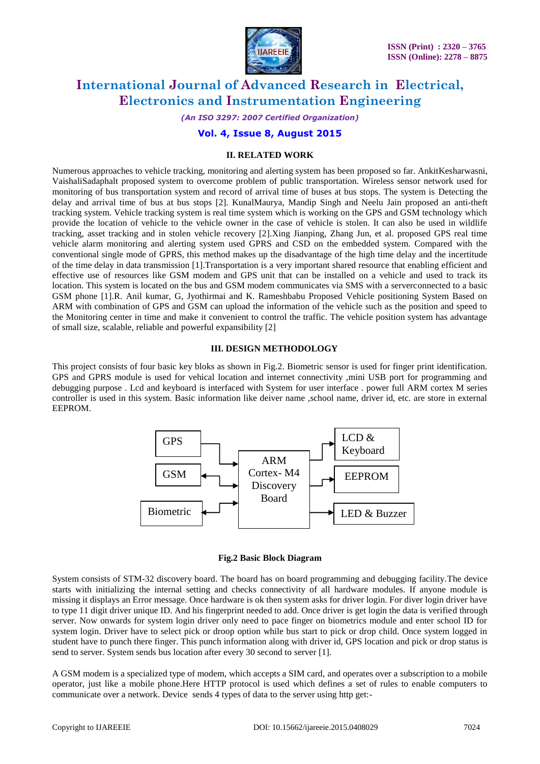## II. RELATED WORK

Numerous approaches to vehicle tracking, monitoring and alerting system has been proposed so far. AnkitKesharwasni, VaishaliSadaphalt proposed system to overcome problem of public transportation. Wireless sensor network used for monitoring of bus transportation system and record of arrival time of buses at bus stops. The system is Detecting the delay and arrival time of bus at bus stops [2]. KunalMaurya, Mandip Singh and Neelu Jain proposed an anti-theft tracking system. Vehicle tracking system is real time system which is working on the GPS and GSM technology which provide the location of vehicle to the vehicle owner in the case of vehicle is stolen. It can also be used in wildlife tracking, asset tracking and in stolen vehicle recovery [2].Xing Jianping, Zhang Jun, et al. proposed GPS real time vehicle alarm monitoring and alerting system used GPRS and CSD on the embedded system. Compared with the conventional single mode of GPRS, this method makes up the disadvantage of the high time delay and the incertitude of the time delay in data transmission [1].Transportation is a very important shared resource that enabling efficient and effective use of resources like GSM modem and GPS unit that can be installed on a vehicle and used to track its location. This system is located on the bus and GSM modem communicates via SMS with a serverconnected to a basic GSM phone [1].R. Anil kumar, G, Jyothirmai and K. Rameshbabu Proposed Vehicle positioning System Based on ARM with combination of GPS and GSM can upload the information of the vehicle such as the position and speed to the Monitoring center in time and make it convenient to control the traffic. The vehicle position system has advantage of small size, scalable, reliable and powerful expansibility [2]

## III. DESIGN METHODOLOGY

This project consists of four basic key bloks as shown in Fig.2. Biometric sensor is used for finger print identification. GPS and GPRS module is used for vehical location and internet connectivity ,mini USB port for programming and debugging purpose . Lcd and keyboard is interfaced with System for user interface . power full ARM cortex M series controller is used in this system. Basic information like deiver name ,school name, driver id, etc. are store in external EEPROM.

GPS | GSM | Biometric | ARM Cortex- M4 Discovery Board | LCD & Keyboard | EEPROM | LED & Buzzer

**Fig.2 Basic Block Diagram**

System consists of STM-32 discovery board. The board has on board programming and debugging facility.The device starts with initializing the internal setting and checks connectivity of all hardware modules. If anyone module is missing it displays an Error message. Once hardware is ok then system asks for driver login. For diver login driver have to type 11 digit driver unique ID. And his fingerprint needed to add. Once driver is get login the data is verified through server. Now onwards for system login driver only need to pace finger on biometrics module and enter school ID for system login. Driver have to select pick or droop option while bus start to pick or drop child. Once system logged in student have to punch there finger. This punch information along with driver id, GPS location and pick or drop status is send to server. System sends bus location after every 30 second to server [1].

A GSM modem is a specialized type of modem, which accepts a SIM card, and operates over a subscription to a mobile operator, just like a mobile phone.Here HTTP protocol is used which defines a set of rules to enable computers to communicate over a network. Device sends 4 types of data to the server using http get:-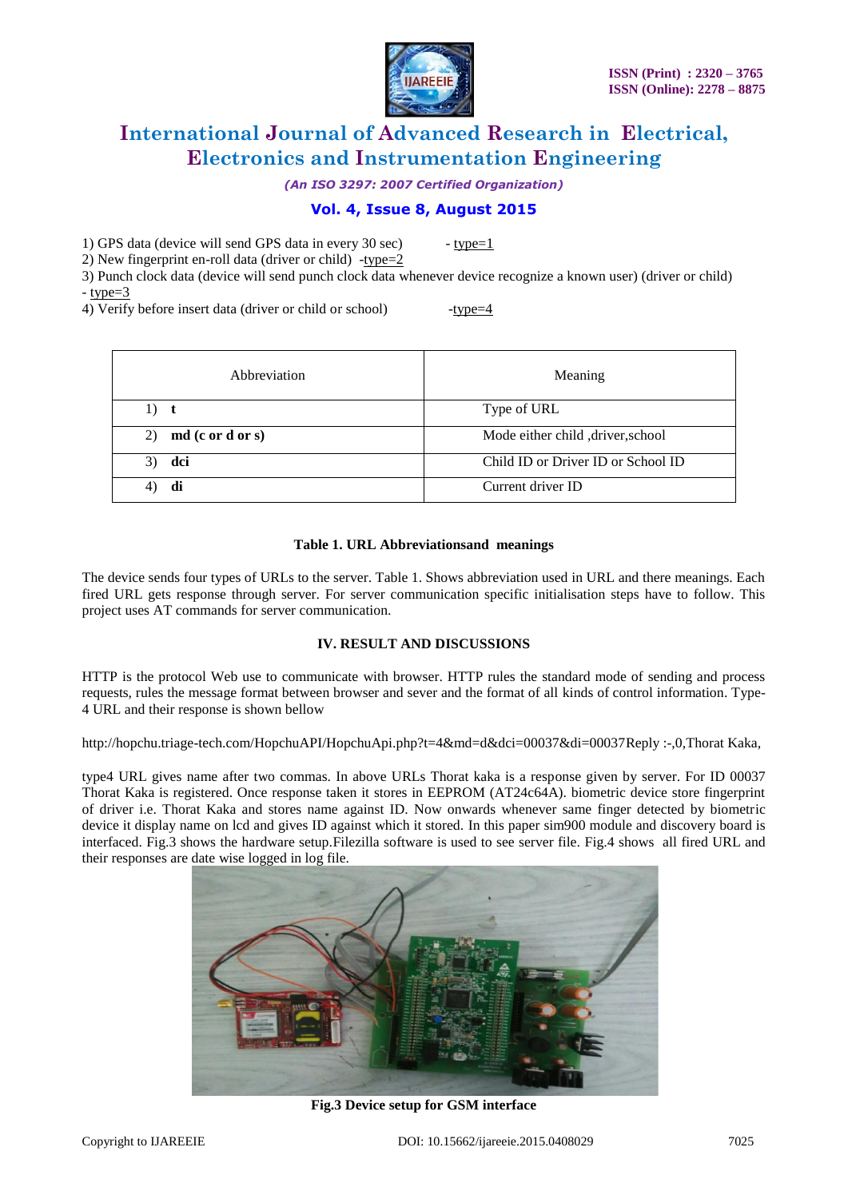1) GPS data (device will send GPS data in every 30 sec) - type=1
2) New fingerprint en-roll data (driver or child) -type=2
3) Punch clock data (device will send punch clock data whenever device recognize a known user) (driver or child) - type=3
4) Verify before insert data (driver or child or school) -type=4

| Abbreviation | Meaning |
| --- | --- |
| 1) **t** | Type of URL |
| 2) **md (c or d or s)** | Mode either child ,driver,school |
| 3) **dci** | Child ID or Driver ID or School ID |
| 4) **di** | Current driver ID |

**Table 1. URL Abbreviationsand meanings**

The device sends four types of URLs to the server. Table 1. Shows abbreviation used in URL and there meanings. Each fired URL gets response through server. For server communication specific initialisation steps have to follow. This project uses AT commands for server communication.

## IV. RESULT AND DISCUSSIONS

HTTP is the protocol Web use to communicate with browser. HTTP rules the standard mode of sending and process requests, rules the message format between browser and sever and the format of all kinds of control information. Type-4 URL and their response is shown bellow

http://hopchu.triage-tech.com/HopchuAPI/HopchuApi.php?t=4&md=d&dci=00037&di=00037Reply :-,0,Thorat Kaka,

type4 URL gives name after two commas. In above URLs Thorat kaka is a response given by server. For ID 00037 Thorat Kaka is registered. Once response taken it stores in EEPROM (AT24c64A). biometric device store fingerprint of driver i.e. Thorat Kaka and stores name against ID. Now onwards whenever same finger detected by biometric device it display name on lcd and gives ID against which it stored. In this paper sim900 module and discovery board is interfaced. Fig.3 shows the hardware setup.Filezilla software is used to see server file. Fig.4 shows all fired URL and their responses are date wise logged in log file.

**Fig.3 Device setup for GSM interface**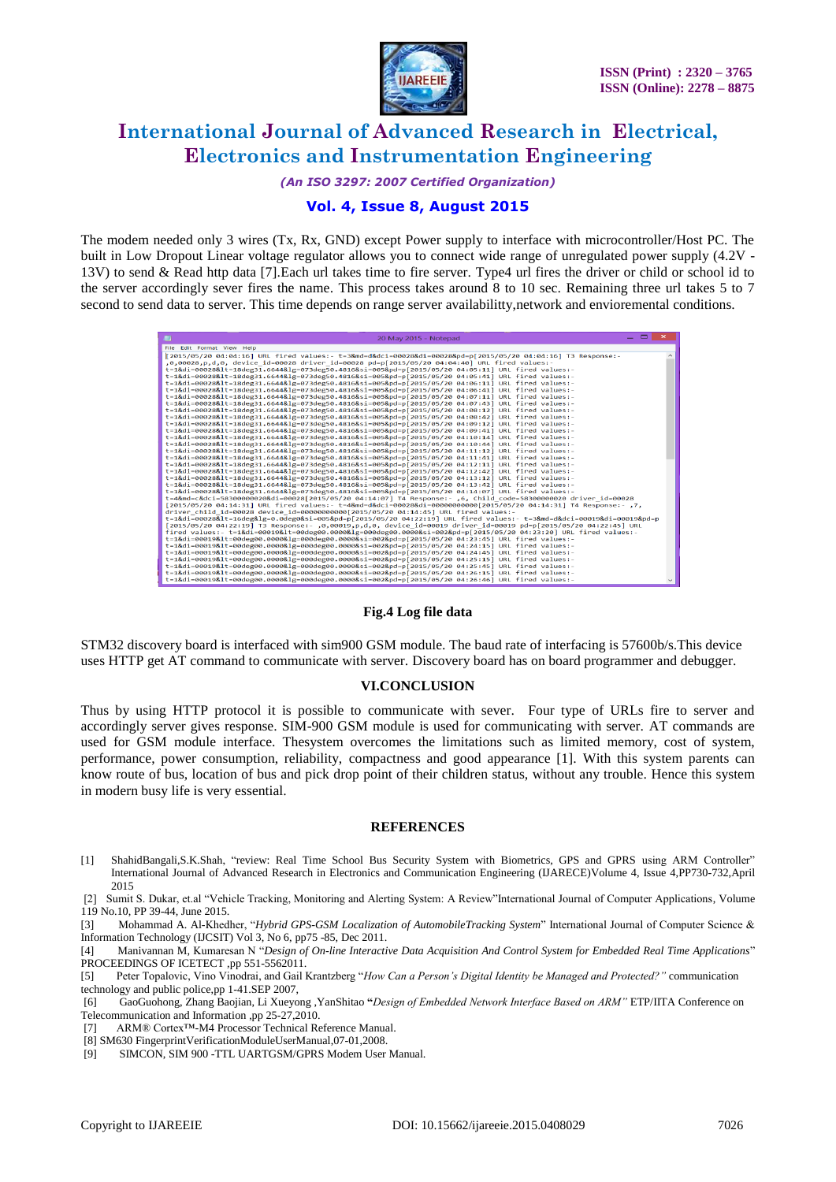The modem needed only 3 wires (Tx, Rx, GND) except Power supply to interface with microcontroller/Host PC. The built in Low Dropout Linear voltage regulator allows you to connect wide range of unregulated power supply (4.2V - 13V) to send & Read http data [7].Each url takes time to fire server. Type4 url fires the driver or child or school id to the server accordingly sever fires the name. This process takes around 8 to 10 sec. Remaining three url takes 5 to 7 second to send data to server. This time depends on range server availabilitty,network and envioremental conditions.

**Fig.4 Log file data**

STM32 discovery board is interfaced with sim900 GSM module. The baud rate of interfacing is 57600b/s.This device uses HTTP get AT command to communicate with server. Discovery board has on board programmer and debugger.

## VI.CONCLUSION

Thus by using HTTP protocol it is possible to communicate with sever. Four type of URLs fire to server and accordingly server gives response. SIM-900 GSM module is used for communicating with server. AT commands are used for GSM module interface. Thesystem overcomes the limitations such as limited memory, cost of system, performance, power consumption, reliability, compactness and good appearance [1]. With this system parents can know route of bus, location of bus and pick drop point of their children status, without any trouble. Hence this system in modern busy life is very essential.

## REFERENCES

[1] ShahidBangali,S.K.Shah, "review: Real Time School Bus Security System with Biometrics, GPS and GPRS using ARM Controller" International Journal of Advanced Research in Electronics and Communication Engineering (IJARECE)Volume 4, Issue 4,PP730-732,April 2015

[2] Sumit S. Dukar, et.al "Vehicle Tracking, Monitoring and Alerting System: A Review"International Journal of Computer Applications, Volume 119 No.10, PP 39-44, June 2015.

[3] Mohammad A. Al-Khedher, "*Hybrid GPS-GSM Localization of AutomobileTracking System*" International Journal of Computer Science & Information Technology (IJCSIT) Vol 3, No 6, pp75 -85, Dec 2011.

[4] Manivannan M, Kumaresan N "*Design of On-line Interactive Data Acquisition And Control System for Embedded Real Time Applications*" PROCEEDINGS OF ICETECT ,pp 551-5562011.

[5] Peter Topalovic, Vino Vinodrai, and Gail Krantzberg "*How Can a Person's Digital Identity be Managed and Protected?"* communication technology and public police,pp 1-41.SEP 2007,

[6] GaoGuohong, Zhang Baojian, Li Xueyong ,YanShitao "*Design of Embedded Network Interface Based on ARM"* ETP/IITA Conference on Telecommunication and Information ,pp 25-27,2010.

[7] ARM® Cortex™-M4 Processor Technical Reference Manual.

[8] SM630 FingerprintVerificationModuleUserManual,07-01,2008.

[9] SIMCON, SIM 900 -TTL UARTGSM/GPRS Modem User Manual.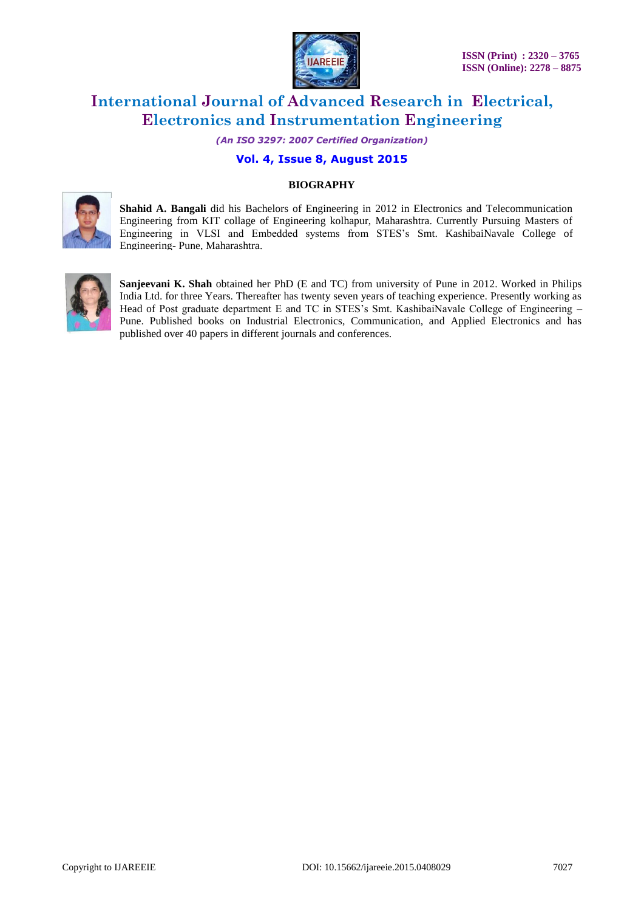**BIOGRAPHY**

**Shahid A. Bangali** did his Bachelors of Engineering in 2012 in Electronics and Telecommunication Engineering from KIT collage of Engineering kolhapur, Maharashtra. Currently Pursuing Masters of Engineering in VLSI and Embedded systems from STES's Smt. KashibaiNavale College of Engineering- Pune, Maharashtra.

**Sanjeevani K. Shah** obtained her PhD (E and TC) from university of Pune in 2012. Worked in Philips India Ltd. for three Years. Thereafter has twenty seven years of teaching experience. Presently working as Head of Post graduate department E and TC in STES's Smt. KashibaiNavale College of Engineering – Pune. Published books on Industrial Electronics, Communication, and Applied Electronics and has published over 40 papers in different journals and conferences.